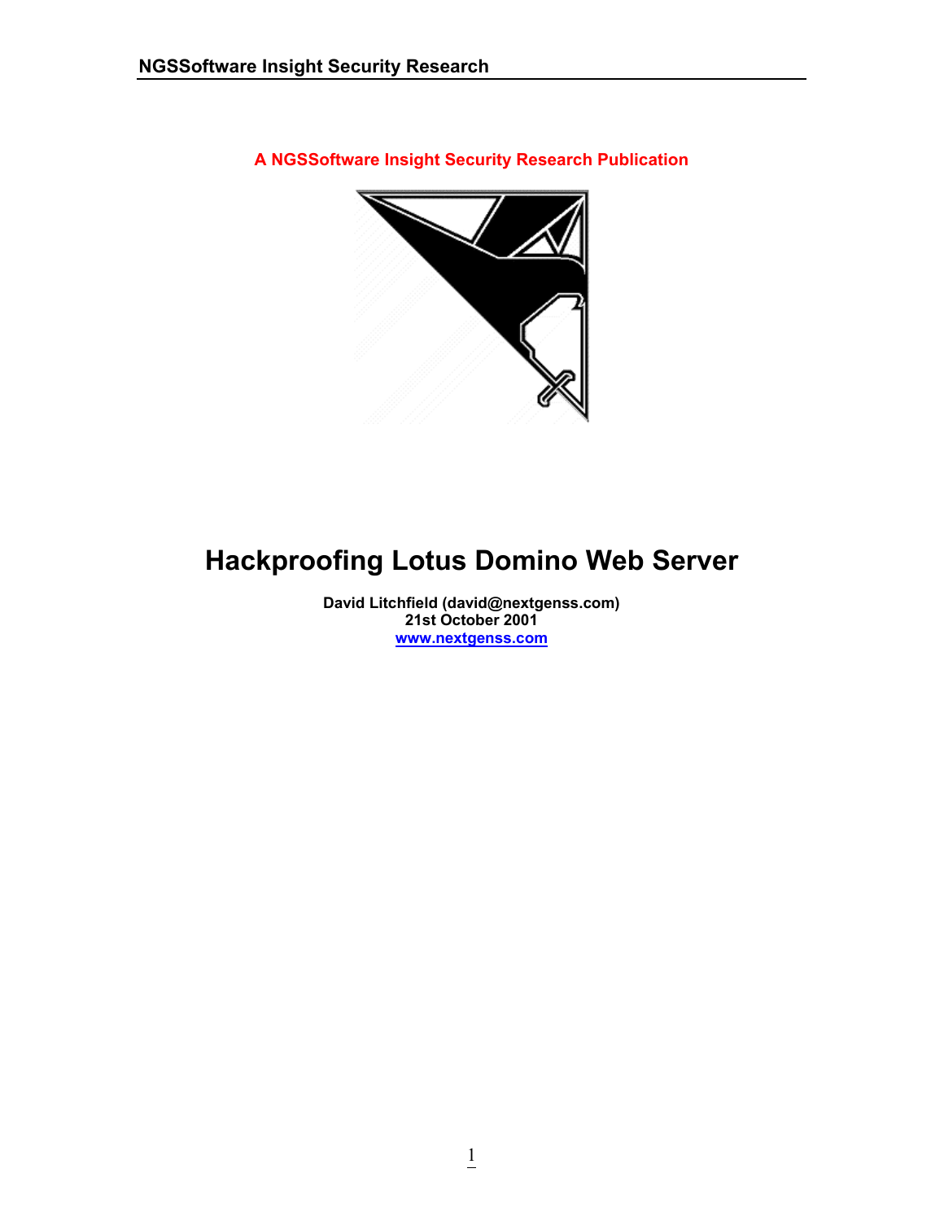A NGSSoftware Insight Security Research Publication

# Hackproofing Lotus Domino Web Server

**David Litchfield (david@nextgenss.com)**
**21st October 2001**
**www.nextgenss.com**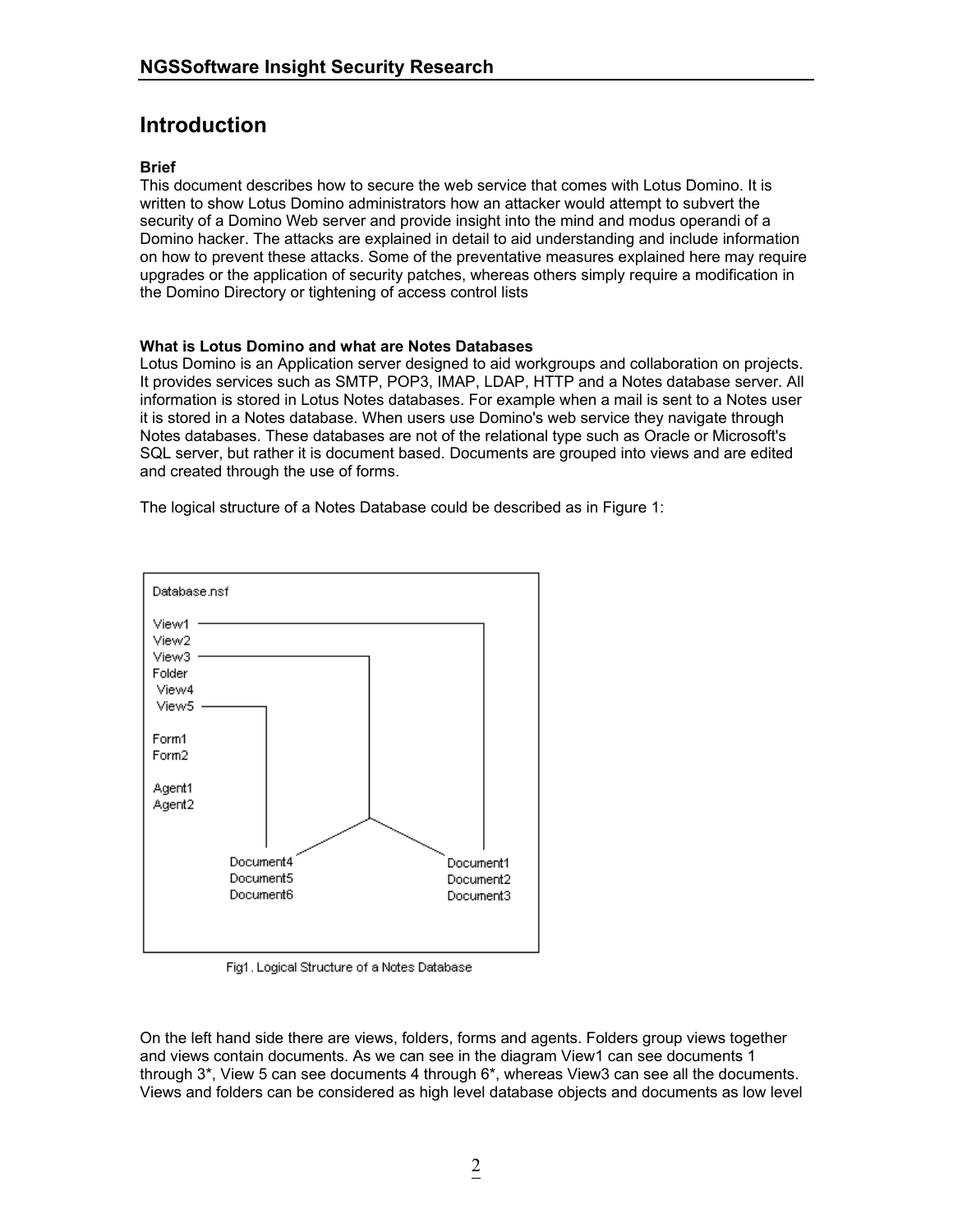# Introduction

**Brief**
This document describes how to secure the web service that comes with Lotus Domino. It is written to show Lotus Domino administrators how an attacker would attempt to subvert the security of a Domino Web server and provide insight into the mind and modus operandi of a Domino hacker. The attacks are explained in detail to aid understanding and include information on how to prevent these attacks. Some of the preventative measures explained here may require upgrades or the application of security patches, whereas others simply require a modification in the Domino Directory or tightening of access control lists

**What is Lotus Domino and what are Notes Databases**
Lotus Domino is an Application server designed to aid workgroups and collaboration on projects. It provides services such as SMTP, POP3, IMAP, LDAP, HTTP and a Notes database server. All information is stored in Lotus Notes databases. For example when a mail is sent to a Notes user it is stored in a Notes database. When users use Domino's web service they navigate through Notes databases. These databases are not of the relational type such as Oracle or Microsoft's SQL server, but rather it is document based. Documents are grouped into views and are edited and created through the use of forms.

The logical structure of a Notes Database could be described as in Figure 1:

```
Database.nsf

View1 ----------------------------------------+
View2                                         |
View3 ------------------------+               |
Folder                        |               |
 View4                        |               |
 View5 ---------+             |               |
                |             |               |
Form1           |             |               |
Form2           |             |               |
                |             |               |
Agent1          |             |               |
Agent2          |             |               |
                |            / \              |
                |           /   \             |
           Document4                      Document1
           Document5                      Document2
           Document6                      Document3
```

Fig1. Logical Structure of a Notes Database

On the left hand side there are views, folders, forms and agents. Folders group views together and views contain documents. As we can see in the diagram View1 can see documents 1 through 3*, View 5 can see documents 4 through 6*, whereas View3 can see all the documents. Views and folders can be considered as high level database objects and documents as low level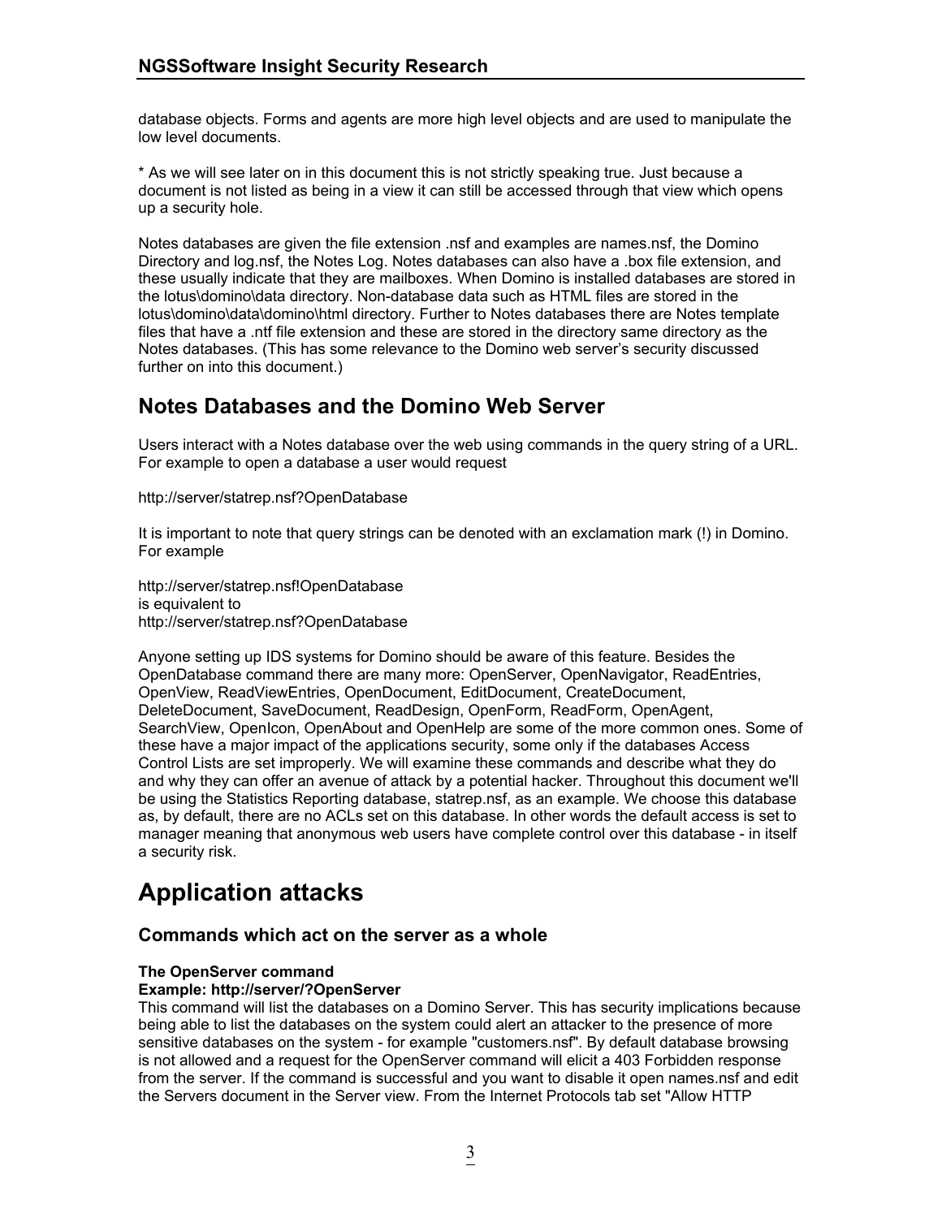database objects. Forms and agents are more high level objects and are used to manipulate the low level documents.

* As we will see later on in this document this is not strictly speaking true. Just because a document is not listed as being in a view it can still be accessed through that view which opens up a security hole.

Notes databases are given the file extension .nsf and examples are names.nsf, the Domino Directory and log.nsf, the Notes Log. Notes databases can also have a .box file extension, and these usually indicate that they are mailboxes. When Domino is installed databases are stored in the lotus\domino\data directory. Non-database data such as HTML files are stored in the lotus\domino\data\domino\html directory. Further to Notes databases there are Notes template files that have a .ntf file extension and these are stored in the directory same directory as the Notes databases. (This has some relevance to the Domino web server's security discussed further on into this document.)

## Notes Databases and the Domino Web Server

Users interact with a Notes database over the web using commands in the query string of a URL. For example to open a database a user would request

http://server/statrep.nsf?OpenDatabase

It is important to note that query strings can be denoted with an exclamation mark (!) in Domino. For example

http://server/statrep.nsf!OpenDatabase
is equivalent to
http://server/statrep.nsf?OpenDatabase

Anyone setting up IDS systems for Domino should be aware of this feature. Besides the OpenDatabase command there are many more: OpenServer, OpenNavigator, ReadEntries, OpenView, ReadViewEntries, OpenDocument, EditDocument, CreateDocument, DeleteDocument, SaveDocument, ReadDesign, OpenForm, ReadForm, OpenAgent, SearchView, OpenIcon, OpenAbout and OpenHelp are some of the more common ones. Some of these have a major impact of the applications security, some only if the databases Access Control Lists are set improperly. We will examine these commands and describe what they do and why they can offer an avenue of attack by a potential hacker. Throughout this document we'll be using the Statistics Reporting database, statrep.nsf, as an example. We choose this database as, by default, there are no ACLs set on this database. In other words the default access is set to manager meaning that anonymous web users have complete control over this database - in itself a security risk.

# Application attacks

## Commands which act on the server as a whole

**The OpenServer command**
**Example: http://server/?OpenServer**
This command will list the databases on a Domino Server. This has security implications because being able to list the databases on the system could alert an attacker to the presence of more sensitive databases on the system - for example "customers.nsf". By default database browsing is not allowed and a request for the OpenServer command will elicit a 403 Forbidden response from the server. If the command is successful and you want to disable it open names.nsf and edit the Servers document in the Server view. From the Internet Protocols tab set "Allow HTTP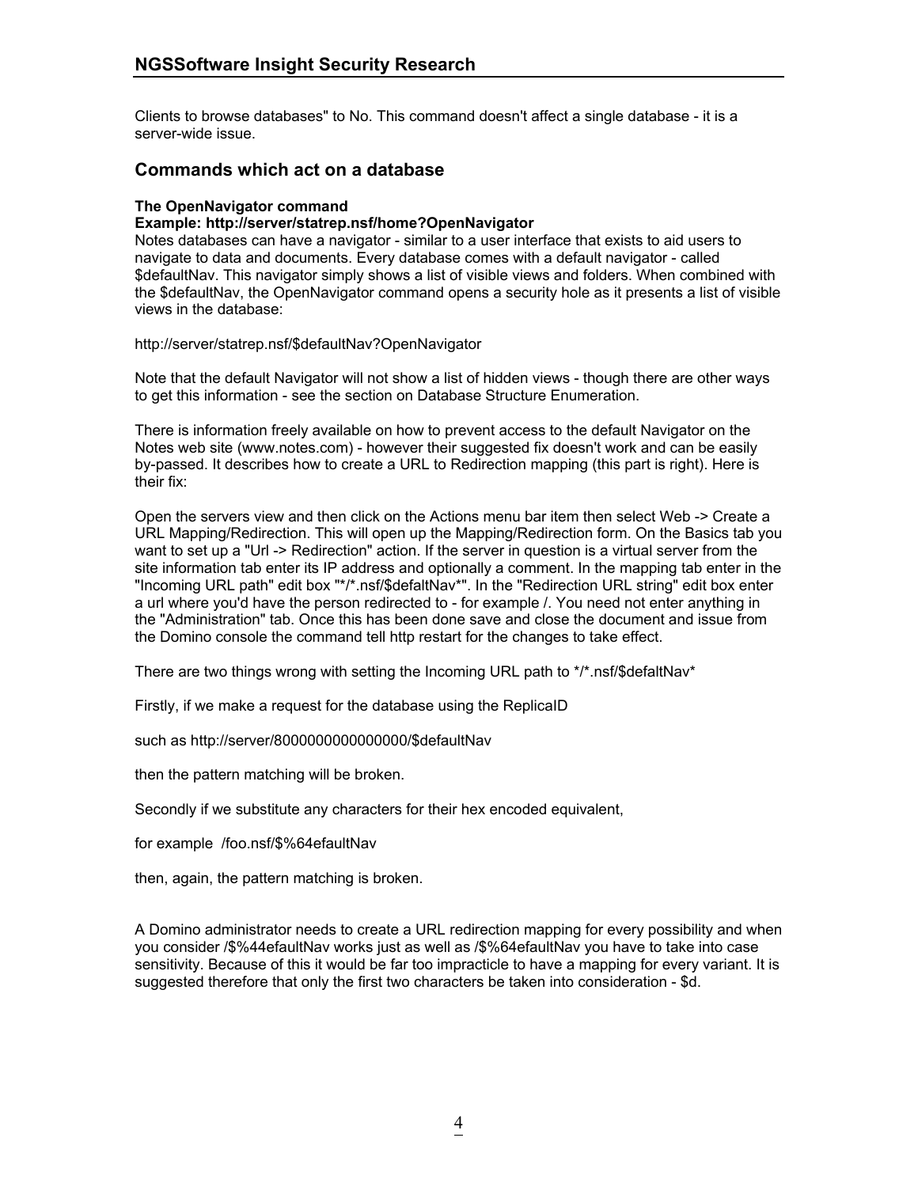Clients to browse databases" to No. This command doesn't affect a single database - it is a server-wide issue.

## Commands which act on a database

**The OpenNavigator command**
**Example: http://server/statrep.nsf/home?OpenNavigator**
Notes databases can have a navigator - similar to a user interface that exists to aid users to navigate to data and documents. Every database comes with a default navigator - called $defaultNav. This navigator simply shows a list of visible views and folders. When combined with the $defaultNav, the OpenNavigator command opens a security hole as it presents a list of visible views in the database:

http://server/statrep.nsf/$defaultNav?OpenNavigator

Note that the default Navigator will not show a list of hidden views - though there are other ways to get this information - see the section on Database Structure Enumeration.

There is information freely available on how to prevent access to the default Navigator on the Notes web site (www.notes.com) - however their suggested fix doesn't work and can be easily by-passed. It describes how to create a URL to Redirection mapping (this part is right). Here is their fix:

Open the servers view and then click on the Actions menu bar item then select Web -> Create a URL Mapping/Redirection. This will open up the Mapping/Redirection form. On the Basics tab you want to set up a "Url -> Redirection" action. If the server in question is a virtual server from the site information tab enter its IP address and optionally a comment. In the mapping tab enter in the "Incoming URL path" edit box "*/*.nsf/$defaltNav*". In the "Redirection URL string" edit box enter a url where you'd have the person redirected to - for example /. You need not enter anything in the "Administration" tab. Once this has been done save and close the document and issue from the Domino console the command tell http restart for the changes to take effect.

There are two things wrong with setting the Incoming URL path to */*.nsf/$defaltNav*

Firstly, if we make a request for the database using the ReplicaID

such as http://server/8000000000000000/$defaultNav

then the pattern matching will be broken.

Secondly if we substitute any characters for their hex encoded equivalent,

for example /foo.nsf/$%64efaultNav

then, again, the pattern matching is broken.

A Domino administrator needs to create a URL redirection mapping for every possibility and when you consider /$%44efaultNav works just as well as /$%64efaultNav you have to take into case sensitivity. Because of this it would be far too impracticle to have a mapping for every variant. It is suggested therefore that only the first two characters be taken into consideration - $d.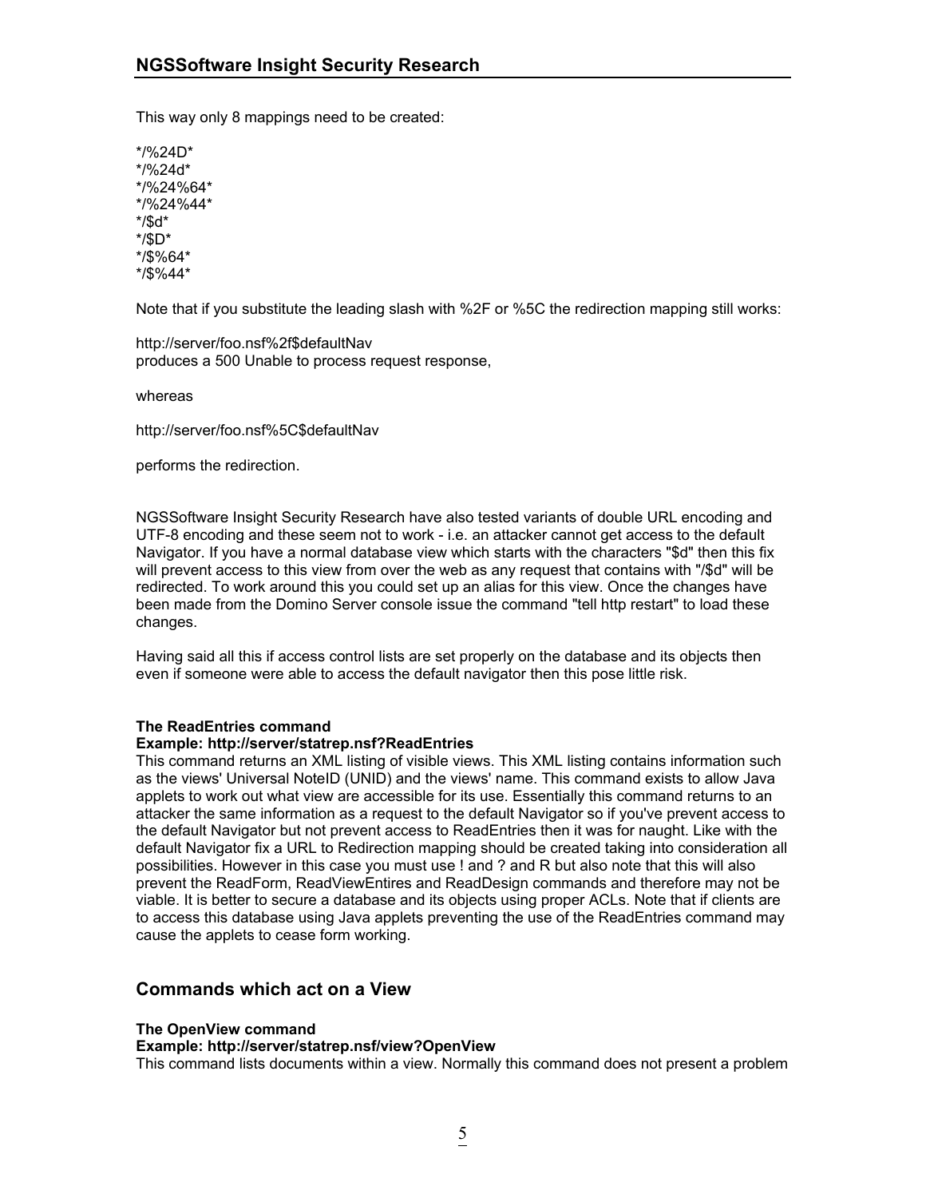This way only 8 mappings need to be created:

*/%24D*
*/%24d*
*/%24%64*
*/%24%44*
*/$d*
*/$D*
*/$%64*
*/$%44*

Note that if you substitute the leading slash with %2F or %5C the redirection mapping still works:

http://server/foo.nsf%2f$defaultNav
produces a 500 Unable to process request response,

whereas

http://server/foo.nsf%5C$defaultNav

performs the redirection.

NGSSoftware Insight Security Research have also tested variants of double URL encoding and UTF-8 encoding and these seem not to work - i.e. an attacker cannot get access to the default Navigator. If you have a normal database view which starts with the characters "$d" then this fix will prevent access to this view from over the web as any request that contains with "/$d" will be redirected. To work around this you could set up an alias for this view. Once the changes have been made from the Domino Server console issue the command "tell http restart" to load these changes.

Having said all this if access control lists are set properly on the database and its objects then even if someone were able to access the default navigator then this pose little risk.

**The ReadEntries command**
**Example: http://server/statrep.nsf?ReadEntries**
This command returns an XML listing of visible views. This XML listing contains information such as the views' Universal NoteID (UNID) and the views' name. This command exists to allow Java applets to work out what view are accessible for its use. Essentially this command returns to an attacker the same information as a request to the default Navigator so if you've prevent access to the default Navigator but not prevent access to ReadEntries then it was for naught. Like with the default Navigator fix a URL to Redirection mapping should be created taking into consideration all possibilities. However in this case you must use ! and ? and R but also note that this will also prevent the ReadForm, ReadViewEntires and ReadDesign commands and therefore may not be viable. It is better to secure a database and its objects using proper ACLs. Note that if clients are to access this database using Java applets preventing the use of the ReadEntries command may cause the applets to cease form working.

## Commands which act on a View

**The OpenView command**
**Example: http://server/statrep.nsf/view?OpenView**
This command lists documents within a view. Normally this command does not present a problem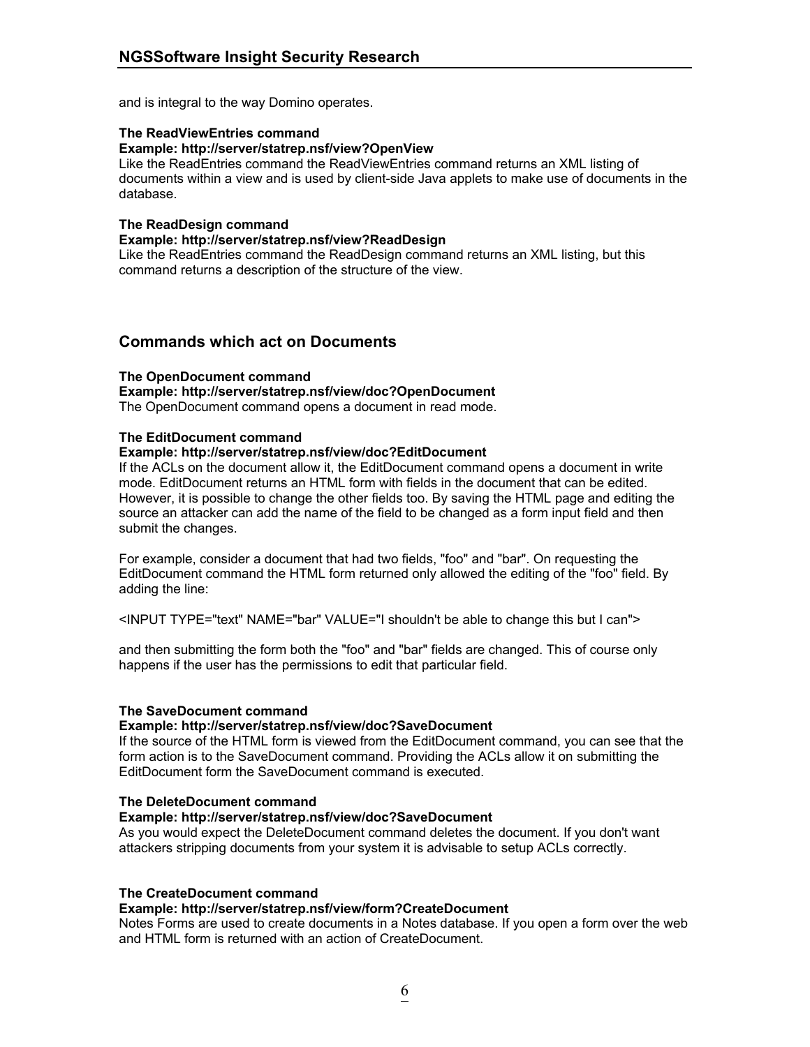and is integral to the way Domino operates.

**The ReadViewEntries command**
**Example: http://server/statrep.nsf/view?OpenView**
Like the ReadEntries command the ReadViewEntries command returns an XML listing of documents within a view and is used by client-side Java applets to make use of documents in the database.

**The ReadDesign command**
**Example: http://server/statrep.nsf/view?ReadDesign**
Like the ReadEntries command the ReadDesign command returns an XML listing, but this command returns a description of the structure of the view.

## Commands which act on Documents

**The OpenDocument command**
**Example: http://server/statrep.nsf/view/doc?OpenDocument**
The OpenDocument command opens a document in read mode.

**The EditDocument command**
**Example: http://server/statrep.nsf/view/doc?EditDocument**
If the ACLs on the document allow it, the EditDocument command opens a document in write mode. EditDocument returns an HTML form with fields in the document that can be edited. However, it is possible to change the other fields too. By saving the HTML page and editing the source an attacker can add the name of the field to be changed as a form input field and then submit the changes.

For example, consider a document that had two fields, "foo" and "bar". On requesting the EditDocument command the HTML form returned only allowed the editing of the "foo" field. By adding the line:

<INPUT TYPE="text" NAME="bar" VALUE="I shouldn't be able to change this but I can">

and then submitting the form both the "foo" and "bar" fields are changed. This of course only happens if the user has the permissions to edit that particular field.

**The SaveDocument command**
**Example: http://server/statrep.nsf/view/doc?SaveDocument**
If the source of the HTML form is viewed from the EditDocument command, you can see that the form action is to the SaveDocument command. Providing the ACLs allow it on submitting the EditDocument form the SaveDocument command is executed.

**The DeleteDocument command**
**Example: http://server/statrep.nsf/view/doc?SaveDocument**
As you would expect the DeleteDocument command deletes the document. If you don't want attackers stripping documents from your system it is advisable to setup ACLs correctly.

**The CreateDocument command**
**Example: http://server/statrep.nsf/view/form?CreateDocument**
Notes Forms are used to create documents in a Notes database. If you open a form over the web and HTML form is returned with an action of CreateDocument.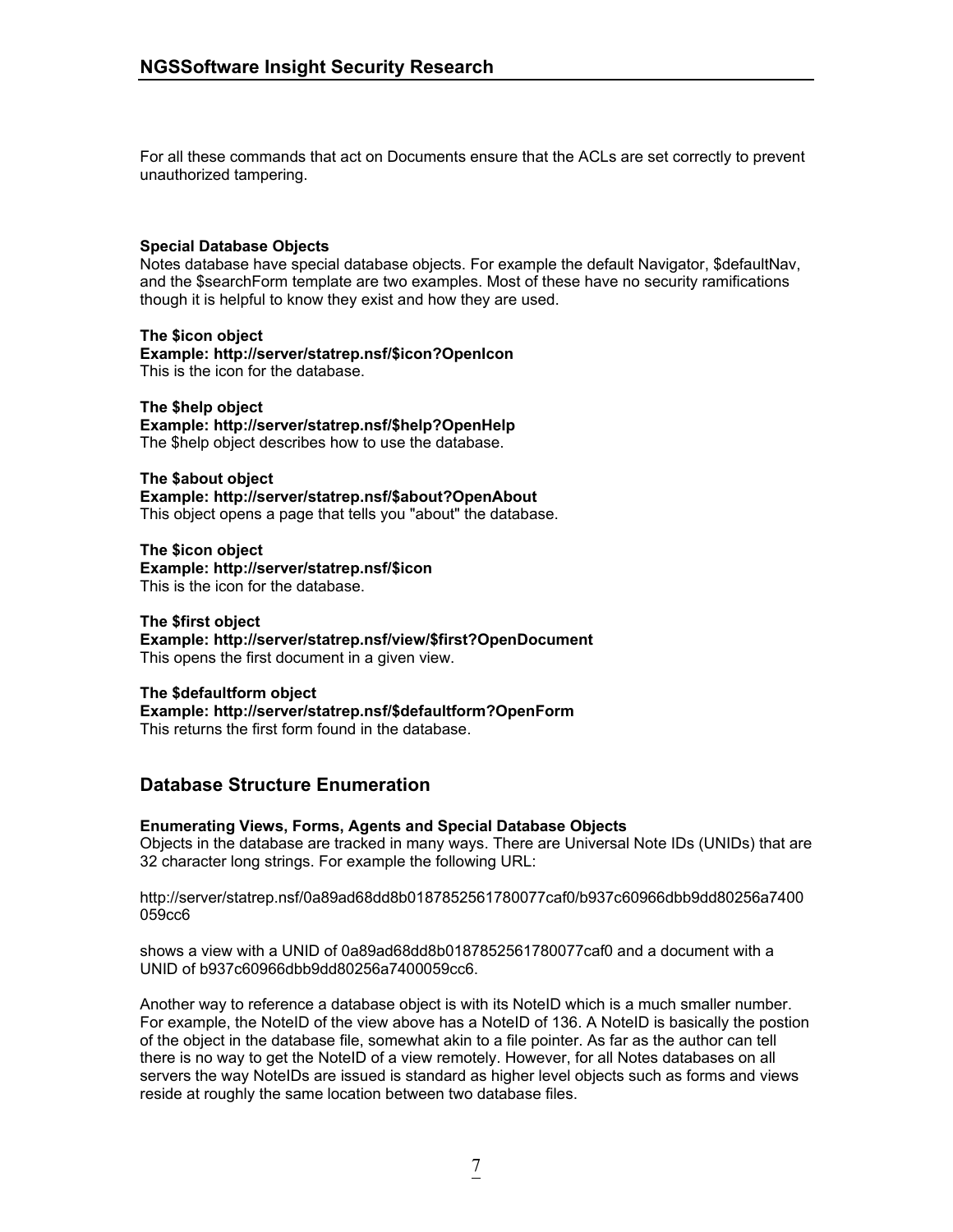For all these commands that act on Documents ensure that the ACLs are set correctly to prevent unauthorized tampering.

**Special Database Objects**

Notes database have special database objects. For example the default Navigator, $defaultNav, and the $searchForm template are two examples. Most of these have no security ramifications though it is helpful to know they exist and how they are used.

**The $icon object**
**Example: http://server/statrep.nsf/$icon?OpenIcon**
This is the icon for the database.

**The $help object**
**Example: http://server/statrep.nsf/$help?OpenHelp**
The $help object describes how to use the database.

**The $about object**
**Example: http://server/statrep.nsf/$about?OpenAbout**
This object opens a page that tells you "about" the database.

**The $icon object**
**Example: http://server/statrep.nsf/$icon**
This is the icon for the database.

**The $first object**
**Example: http://server/statrep.nsf/view/$first?OpenDocument**
This opens the first document in a given view.

**The $defaultform object**
**Example: http://server/statrep.nsf/$defaultform?OpenForm**
This returns the first form found in the database.

## Database Structure Enumeration

**Enumerating Views, Forms, Agents and Special Database Objects**

Objects in the database are tracked in many ways. There are Universal Note IDs (UNIDs) that are 32 character long strings. For example the following URL:

http://server/statrep.nsf/0a89ad68dd8b0187852561780077caf0/b937c60966dbb9dd80256a7400059cc6

shows a view with a UNID of 0a89ad68dd8b0187852561780077caf0 and a document with a UNID of b937c60966dbb9dd80256a7400059cc6.

Another way to reference a database object is with its NoteID which is a much smaller number. For example, the NoteID of the view above has a NoteID of 136. A NoteID is basically the postion of the object in the database file, somewhat akin to a file pointer. As far as the author can tell there is no way to get the NoteID of a view remotely. However, for all Notes databases on all servers the way NoteIDs are issued is standard as higher level objects such as forms and views reside at roughly the same location between two database files.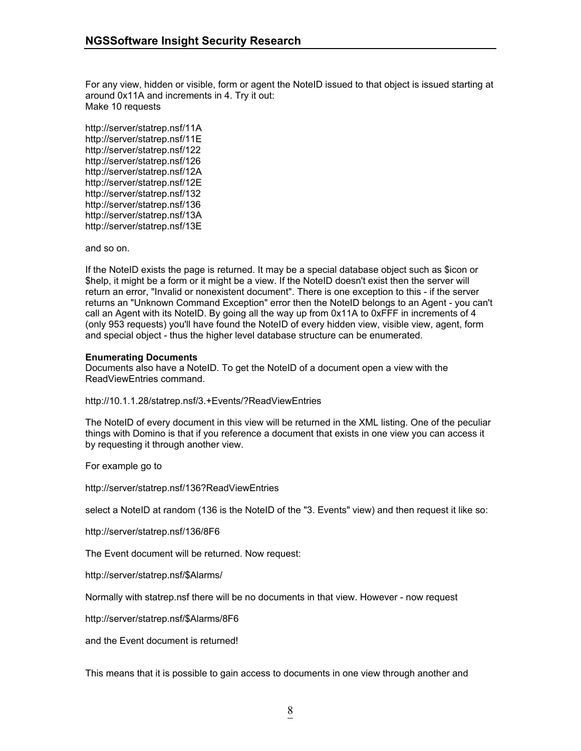For any view, hidden or visible, form or agent the NoteID issued to that object is issued starting at around 0x11A and increments in 4. Try it out:
Make 10 requests

http://server/statrep.nsf/11A
http://server/statrep.nsf/11E
http://server/statrep.nsf/122
http://server/statrep.nsf/126
http://server/statrep.nsf/12A
http://server/statrep.nsf/12E
http://server/statrep.nsf/132
http://server/statrep.nsf/136
http://server/statrep.nsf/13A
http://server/statrep.nsf/13E

and so on.

If the NoteID exists the page is returned. It may be a special database object such as $icon or $help, it might be a form or it might be a view. If the NoteID doesn't exist then the server will return an error, "Invalid or nonexistent document". There is one exception to this - if the server returns an "Unknown Command Exception" error then the NoteID belongs to an Agent - you can't call an Agent with its NoteID. By going all the way up from 0x11A to 0xFFF in increments of 4 (only 953 requests) you'll have found the NoteID of every hidden view, visible view, agent, form and special object - thus the higher level database structure can be enumerated.

**Enumerating Documents**
Documents also have a NoteID. To get the NoteID of a document open a view with the ReadViewEntries command.

http://10.1.1.28/statrep.nsf/3.+Events/?ReadViewEntries

The NoteID of every document in this view will be returned in the XML listing. One of the peculiar things with Domino is that if you reference a document that exists in one view you can access it by requesting it through another view.

For example go to

http://server/statrep.nsf/136?ReadViewEntries

select a NoteID at random (136 is the NoteID of the "3. Events" view) and then request it like so:

http://server/statrep.nsf/136/8F6

The Event document will be returned. Now request:

http://server/statrep.nsf/$Alarms/

Normally with statrep.nsf there will be no documents in that view. However - now request

http://server/statrep.nsf/$Alarms/8F6

and the Event document is returned!

This means that it is possible to gain access to documents in one view through another and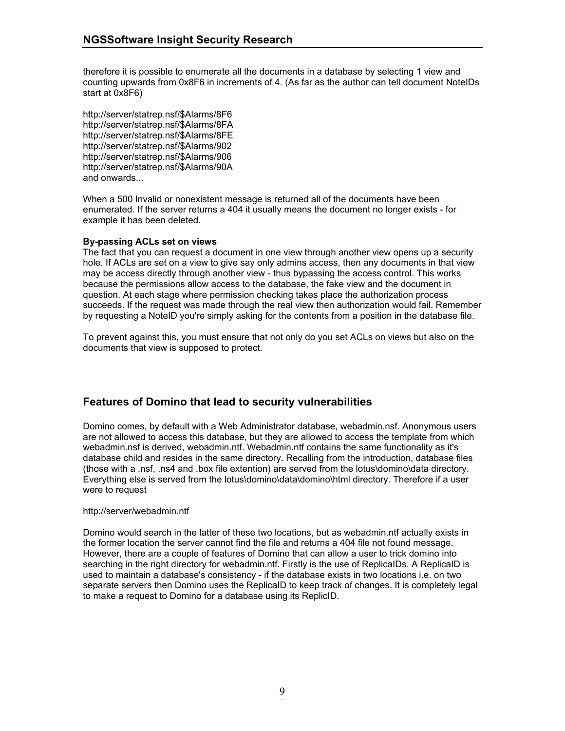therefore it is possible to enumerate all the documents in a database by selecting 1 view and counting upwards from 0x8F6 in increments of 4. (As far as the author can tell document NoteIDs start at 0x8F6)

http://server/statrep.nsf/$Alarms/8F6
http://server/statrep.nsf/$Alarms/8FA
http://server/statrep.nsf/$Alarms/8FE
http://server/statrep.nsf/$Alarms/902
http://server/statrep.nsf/$Alarms/906
http://server/statrep.nsf/$Alarms/90A
and onwards...

When a 500 Invalid or nonexistent message is returned all of the documents have been enumerated. If the server returns a 404 it usually means the document no longer exists - for example it has been deleted.

**By-passing ACLs set on views**

The fact that you can request a document in one view through another view opens up a security hole. If ACLs are set on a view to give say only admins access, then any documents in that view may be access directly through another view - thus bypassing the access control. This works because the permissions allow access to the database, the fake view and the document in question. At each stage where permission checking takes place the authorization process succeeds. If the request was made through the real view then authorization would fail. Remember by requesting a NoteID you're simply asking for the contents from a position in the database file.

To prevent against this, you must ensure that not only do you set ACLs on views but also on the documents that view is supposed to protect.

## Features of Domino that lead to security vulnerabilities

Domino comes, by default with a Web Administrator database, webadmin.nsf. Anonymous users are not allowed to access this database, but they are allowed to access the template from which webadmin.nsf is derived, webadmin.ntf. Webadmin.ntf contains the same functionality as it's database child and resides in the same directory. Recalling from the introduction, database files (those with a .nsf, .ns4 and .box file extention) are served from the lotus\domino\data directory. Everything else is served from the lotus\domino\data\domino\html directory. Therefore if a user were to request

http://server/webadmin.ntf

Domino would search in the latter of these two locations, but as webadmin.ntf actually exists in the former location the server cannot find the file and returns a 404 file not found message. However, there are a couple of features of Domino that can allow a user to trick domino into searching in the right directory for webadmin.ntf. Firstly is the use of ReplicaIDs. A ReplicaID is used to maintain a database's consistency - if the database exists in two locations i.e. on two separate servers then Domino uses the ReplicaID to keep track of changes. It is completely legal to make a request to Domino for a database using its ReplicID.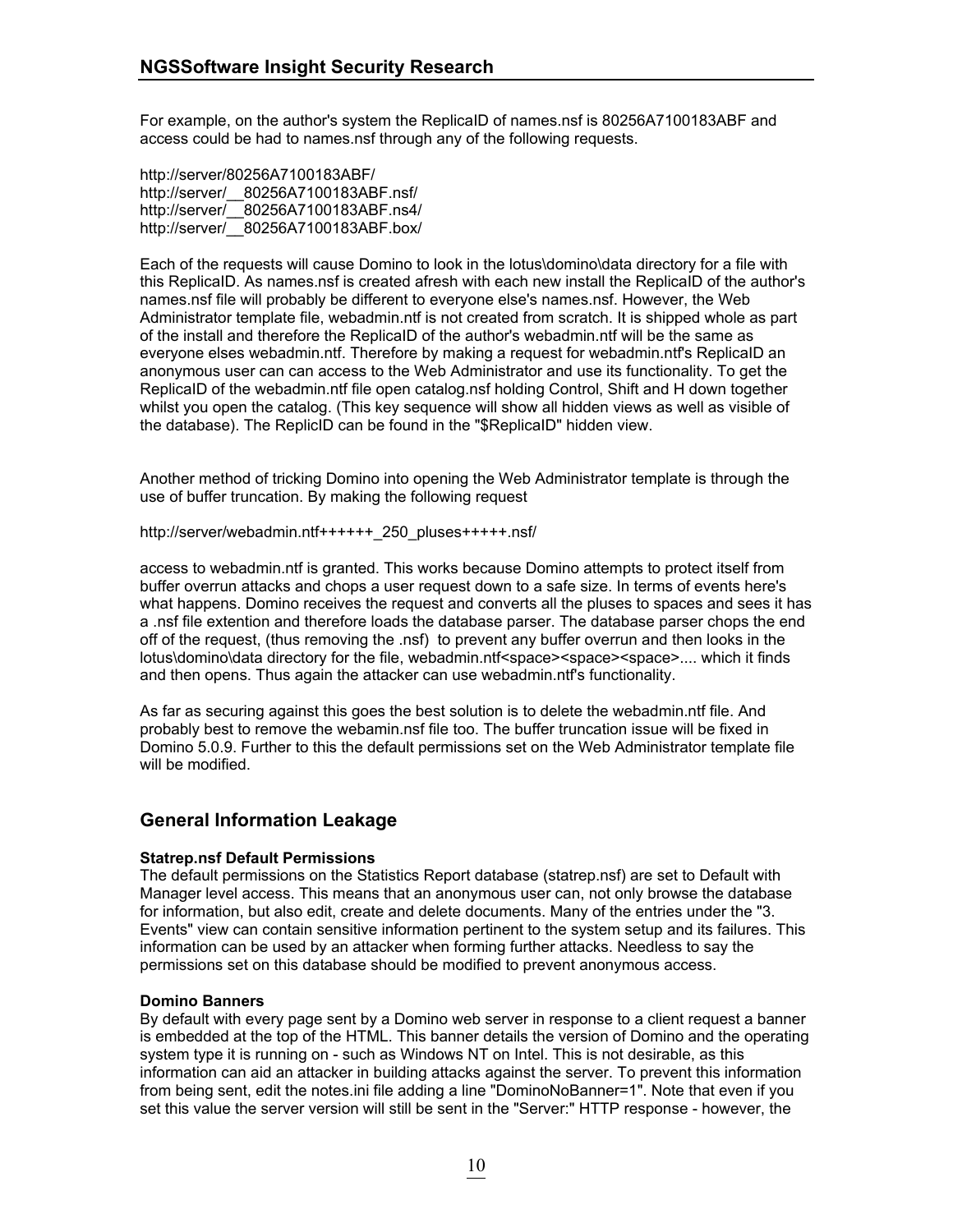For example, on the author's system the ReplicaID of names.nsf is 80256A7100183ABF and access could be had to names.nsf through any of the following requests.

http://server/80256A7100183ABF/
http://server/__80256A7100183ABF.nsf/
http://server/__80256A7100183ABF.ns4/
http://server/__80256A7100183ABF.box/

Each of the requests will cause Domino to look in the lotus\domino\data directory for a file with this ReplicaID. As names.nsf is created afresh with each new install the ReplicaID of the author's names.nsf file will probably be different to everyone else's names.nsf. However, the Web Administrator template file, webadmin.ntf is not created from scratch. It is shipped whole as part of the install and therefore the ReplicaID of the author's webadmin.ntf will be the same as everyone elses webadmin.ntf. Therefore by making a request for webadmin.ntf's ReplicaID an anonymous user can can access to the Web Administrator and use its functionality. To get the ReplicaID of the webadmin.ntf file open catalog.nsf holding Control, Shift and H down together whilst you open the catalog. (This key sequence will show all hidden views as well as visible of the database). The ReplicID can be found in the "$ReplicaID" hidden view.

Another method of tricking Domino into opening the Web Administrator template is through the use of buffer truncation. By making the following request

http://server/webadmin.ntf++++++_250_pluses+++++.nsf/

access to webadmin.ntf is granted. This works because Domino attempts to protect itself from buffer overrun attacks and chops a user request down to a safe size. In terms of events here's what happens. Domino receives the request and converts all the pluses to spaces and sees it has a .nsf file extention and therefore loads the database parser. The database parser chops the end off of the request, (thus removing the .nsf) to prevent any buffer overrun and then looks in the lotus\domino\data directory for the file, webadmin.ntf<space><space><space>.... which it finds and then opens. Thus again the attacker can use webadmin.ntf's functionality.

As far as securing against this goes the best solution is to delete the webadmin.ntf file. And probably best to remove the webamin.nsf file too. The buffer truncation issue will be fixed in Domino 5.0.9. Further to this the default permissions set on the Web Administrator template file will be modified.

## General Information Leakage

**Statrep.nsf Default Permissions**

The default permissions on the Statistics Report database (statrep.nsf) are set to Default with Manager level access. This means that an anonymous user can, not only browse the database for information, but also edit, create and delete documents. Many of the entries under the "3. Events" view can contain sensitive information pertinent to the system setup and its failures. This information can be used by an attacker when forming further attacks. Needless to say the permissions set on this database should be modified to prevent anonymous access.

**Domino Banners**

By default with every page sent by a Domino web server in response to a client request a banner is embedded at the top of the HTML. This banner details the version of Domino and the operating system type it is running on - such as Windows NT on Intel. This is not desirable, as this information can aid an attacker in building attacks against the server. To prevent this information from being sent, edit the notes.ini file adding a line "DominoNoBanner=1". Note that even if you set this value the server version will still be sent in the "Server:" HTTP response - however, the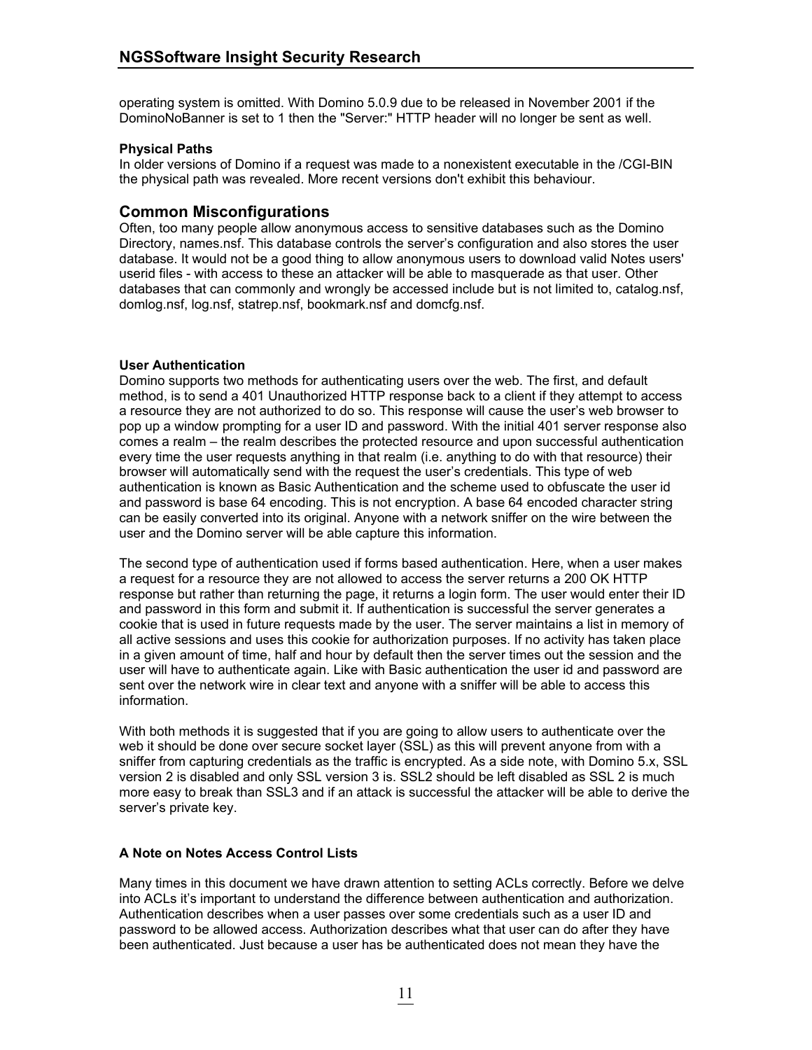operating system is omitted. With Domino 5.0.9 due to be released in November 2001 if the DominoNoBanner is set to 1 then the "Server:" HTTP header will no longer be sent as well.

**Physical Paths**

In older versions of Domino if a request was made to a nonexistent executable in the /CGI-BIN the physical path was revealed. More recent versions don't exhibit this behaviour.

## Common Misconfigurations

Often, too many people allow anonymous access to sensitive databases such as the Domino Directory, names.nsf. This database controls the server's configuration and also stores the user database. It would not be a good thing to allow anonymous users to download valid Notes users' userid files - with access to these an attacker will be able to masquerade as that user. Other databases that can commonly and wrongly be accessed include but is not limited to, catalog.nsf, domlog.nsf, log.nsf, statrep.nsf, bookmark.nsf and domcfg.nsf.

**User Authentication**

Domino supports two methods for authenticating users over the web. The first, and default method, is to send a 401 Unauthorized HTTP response back to a client if they attempt to access a resource they are not authorized to do so. This response will cause the user's web browser to pop up a window prompting for a user ID and password. With the initial 401 server response also comes a realm – the realm describes the protected resource and upon successful authentication every time the user requests anything in that realm (i.e. anything to do with that resource) their browser will automatically send with the request the user's credentials. This type of web authentication is known as Basic Authentication and the scheme used to obfuscate the user id and password is base 64 encoding. This is not encryption. A base 64 encoded character string can be easily converted into its original. Anyone with a network sniffer on the wire between the user and the Domino server will be able capture this information.

The second type of authentication used if forms based authentication. Here, when a user makes a request for a resource they are not allowed to access the server returns a 200 OK HTTP response but rather than returning the page, it returns a login form. The user would enter their ID and password in this form and submit it. If authentication is successful the server generates a cookie that is used in future requests made by the user. The server maintains a list in memory of all active sessions and uses this cookie for authorization purposes. If no activity has taken place in a given amount of time, half and hour by default then the server times out the session and the user will have to authenticate again. Like with Basic authentication the user id and password are sent over the network wire in clear text and anyone with a sniffer will be able to access this information.

With both methods it is suggested that if you are going to allow users to authenticate over the web it should be done over secure socket layer (SSL) as this will prevent anyone from with a sniffer from capturing credentials as the traffic is encrypted. As a side note, with Domino 5.x, SSL version 2 is disabled and only SSL version 3 is. SSL2 should be left disabled as SSL 2 is much more easy to break than SSL3 and if an attack is successful the attacker will be able to derive the server's private key.

**A Note on Notes Access Control Lists**

Many times in this document we have drawn attention to setting ACLs correctly. Before we delve into ACLs it's important to understand the difference between authentication and authorization. Authentication describes when a user passes over some credentials such as a user ID and password to be allowed access. Authorization describes what that user can do after they have been authenticated. Just because a user has be authenticated does not mean they have the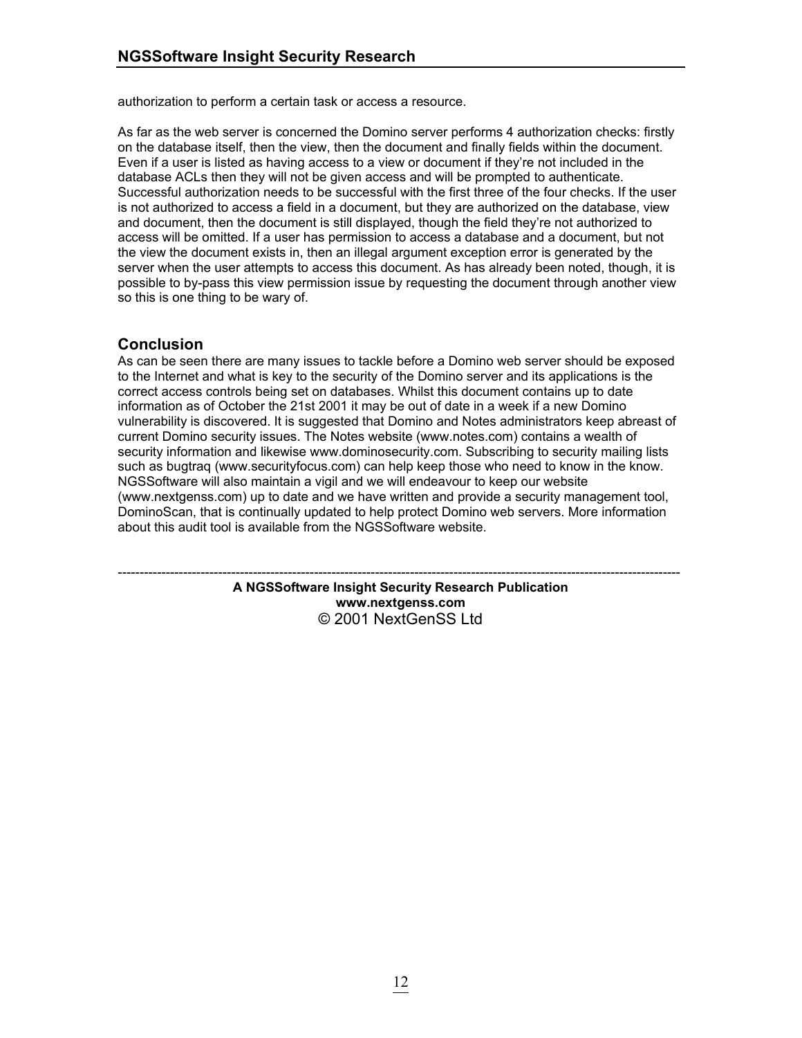authorization to perform a certain task or access a resource.

As far as the web server is concerned the Domino server performs 4 authorization checks: firstly on the database itself, then the view, then the document and finally fields within the document. Even if a user is listed as having access to a view or document if they're not included in the database ACLs then they will not be given access and will be prompted to authenticate. Successful authorization needs to be successful with the first three of the four checks. If the user is not authorized to access a field in a document, but they are authorized on the database, view and document, then the document is still displayed, though the field they're not authorized to access will be omitted. If a user has permission to access a database and a document, but not the view the document exists in, then an illegal argument exception error is generated by the server when the user attempts to access this document. As has already been noted, though, it is possible to by-pass this view permission issue by requesting the document through another view so this is one thing to be wary of.

## Conclusion

As can be seen there are many issues to tackle before a Domino web server should be exposed to the Internet and what is key to the security of the Domino server and its applications is the correct access controls being set on databases. Whilst this document contains up to date information as of October the 21st 2001 it may be out of date in a week if a new Domino vulnerability is discovered. It is suggested that Domino and Notes administrators keep abreast of current Domino security issues. The Notes website (www.notes.com) contains a wealth of security information and likewise www.dominosecurity.com. Subscribing to security mailing lists such as bugtraq (www.securityfocus.com) can help keep those who need to know in the know. NGSSoftware will also maintain a vigil and we will endeavour to keep our website (www.nextgenss.com) up to date and we have written and provide a security management tool, DominoScan, that is continually updated to help protect Domino web servers. More information about this audit tool is available from the NGSSoftware website.

---

**A NGSSoftware Insight Security Research Publication**
**www.nextgenss.com**
© 2001 NextGenSS Ltd